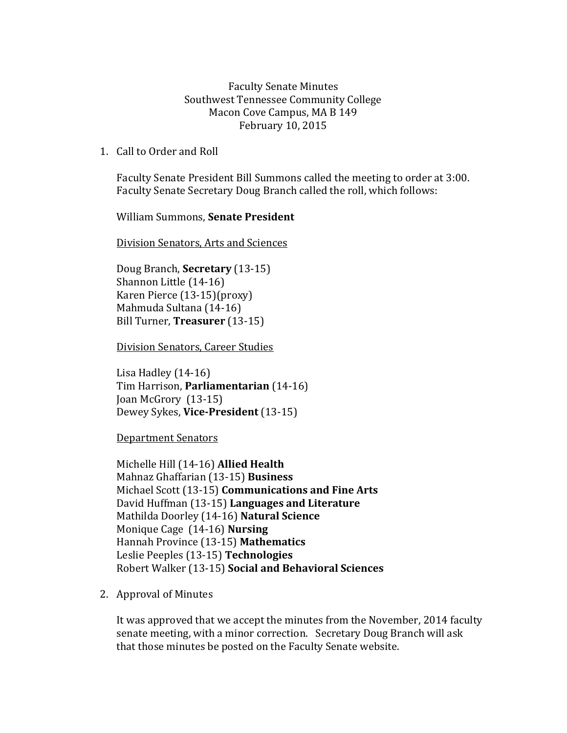Faculty Senate Minutes
Southwest Tennessee Community College
Macon Cove Campus, MA B 149
February 10, 2015

1. Call to Order and Roll

   Faculty Senate President Bill Summons called the meeting to order at 3:00. Faculty Senate Secretary Doug Branch called the roll, which follows:

   William Summons, **Senate President**

   <u>Division Senators, Arts and Sciences</u>

   Doug Branch, **Secretary** (13-15)
   Shannon Little (14-16)
   Karen Pierce (13-15)(proxy)
   Mahmuda Sultana (14-16)
   Bill Turner, **Treasurer** (13-15)

   <u>Division Senators, Career Studies</u>

   Lisa Hadley (14-16)
   Tim Harrison, **Parliamentarian** (14-16)
   Joan McGrory (13-15)
   Dewey Sykes, **Vice-President** (13-15)

   <u>Department Senators</u>

   Michelle Hill (14-16) **Allied Health**
   Mahnaz Ghaffarian (13-15) **Business**
   Michael Scott (13-15) **Communications and Fine Arts**
   David Huffman (13-15) **Languages and Literature**
   Mathilda Doorley (14-16) **Natural Science**
   Monique Cage (14-16) **Nursing**
   Hannah Province (13-15) **Mathematics**
   Leslie Peeples (13-15) **Technologies**
   Robert Walker (13-15) **Social and Behavioral Sciences**

2. Approval of Minutes

   It was approved that we accept the minutes from the November, 2014 faculty senate meeting, with a minor correction. Secretary Doug Branch will ask that those minutes be posted on the Faculty Senate website.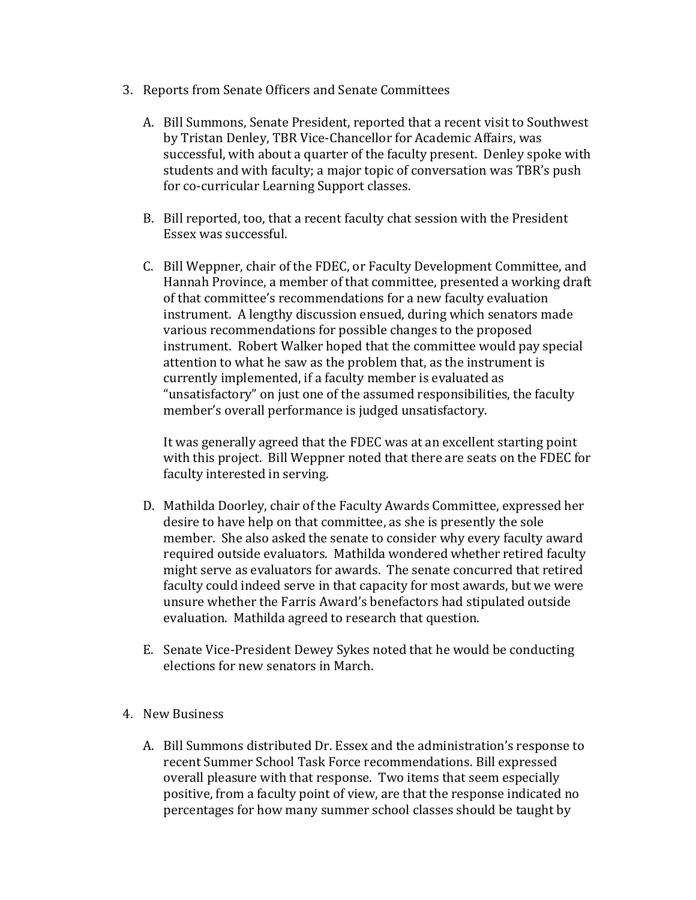3. Reports from Senate Officers and Senate Committees

   A. Bill Summons, Senate President, reported that a recent visit to Southwest by Tristan Denley, TBR Vice-Chancellor for Academic Affairs, was successful, with about a quarter of the faculty present. Denley spoke with students and with faculty; a major topic of conversation was TBR's push for co-curricular Learning Support classes.

   B. Bill reported, too, that a recent faculty chat session with the President Essex was successful.

   C. Bill Weppner, chair of the FDEC, or Faculty Development Committee, and Hannah Province, a member of that committee, presented a working draft of that committee's recommendations for a new faculty evaluation instrument. A lengthy discussion ensued, during which senators made various recommendations for possible changes to the proposed instrument. Robert Walker hoped that the committee would pay special attention to what he saw as the problem that, as the instrument is currently implemented, if a faculty member is evaluated as "unsatisfactory" on just one of the assumed responsibilities, the faculty member's overall performance is judged unsatisfactory.

      It was generally agreed that the FDEC was at an excellent starting point with this project. Bill Weppner noted that there are seats on the FDEC for faculty interested in serving.

   D. Mathilda Doorley, chair of the Faculty Awards Committee, expressed her desire to have help on that committee, as she is presently the sole member. She also asked the senate to consider why every faculty award required outside evaluators. Mathilda wondered whether retired faculty might serve as evaluators for awards. The senate concurred that retired faculty could indeed serve in that capacity for most awards, but we were unsure whether the Farris Award's benefactors had stipulated outside evaluation. Mathilda agreed to research that question.

   E. Senate Vice-President Dewey Sykes noted that he would be conducting elections for new senators in March.

4. New Business

   A. Bill Summons distributed Dr. Essex and the administration's response to recent Summer School Task Force recommendations. Bill expressed overall pleasure with that response. Two items that seem especially positive, from a faculty point of view, are that the response indicated no percentages for how many summer school classes should be taught by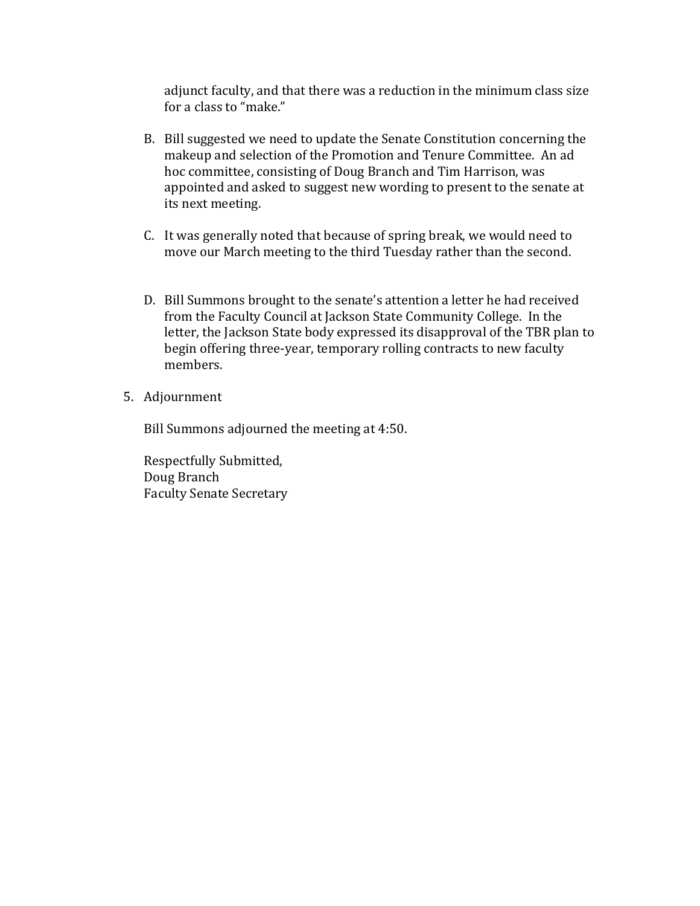adjunct faculty, and that there was a reduction in the minimum class size for a class to "make."

B. Bill suggested we need to update the Senate Constitution concerning the makeup and selection of the Promotion and Tenure Committee. An ad hoc committee, consisting of Doug Branch and Tim Harrison, was appointed and asked to suggest new wording to present to the senate at its next meeting.

C. It was generally noted that because of spring break, we would need to move our March meeting to the third Tuesday rather than the second.

D. Bill Summons brought to the senate's attention a letter he had received from the Faculty Council at Jackson State Community College. In the letter, the Jackson State body expressed its disapproval of the TBR plan to begin offering three-year, temporary rolling contracts to new faculty members.

5. Adjournment

Bill Summons adjourned the meeting at 4:50.

Respectfully Submitted,
Doug Branch
Faculty Senate Secretary